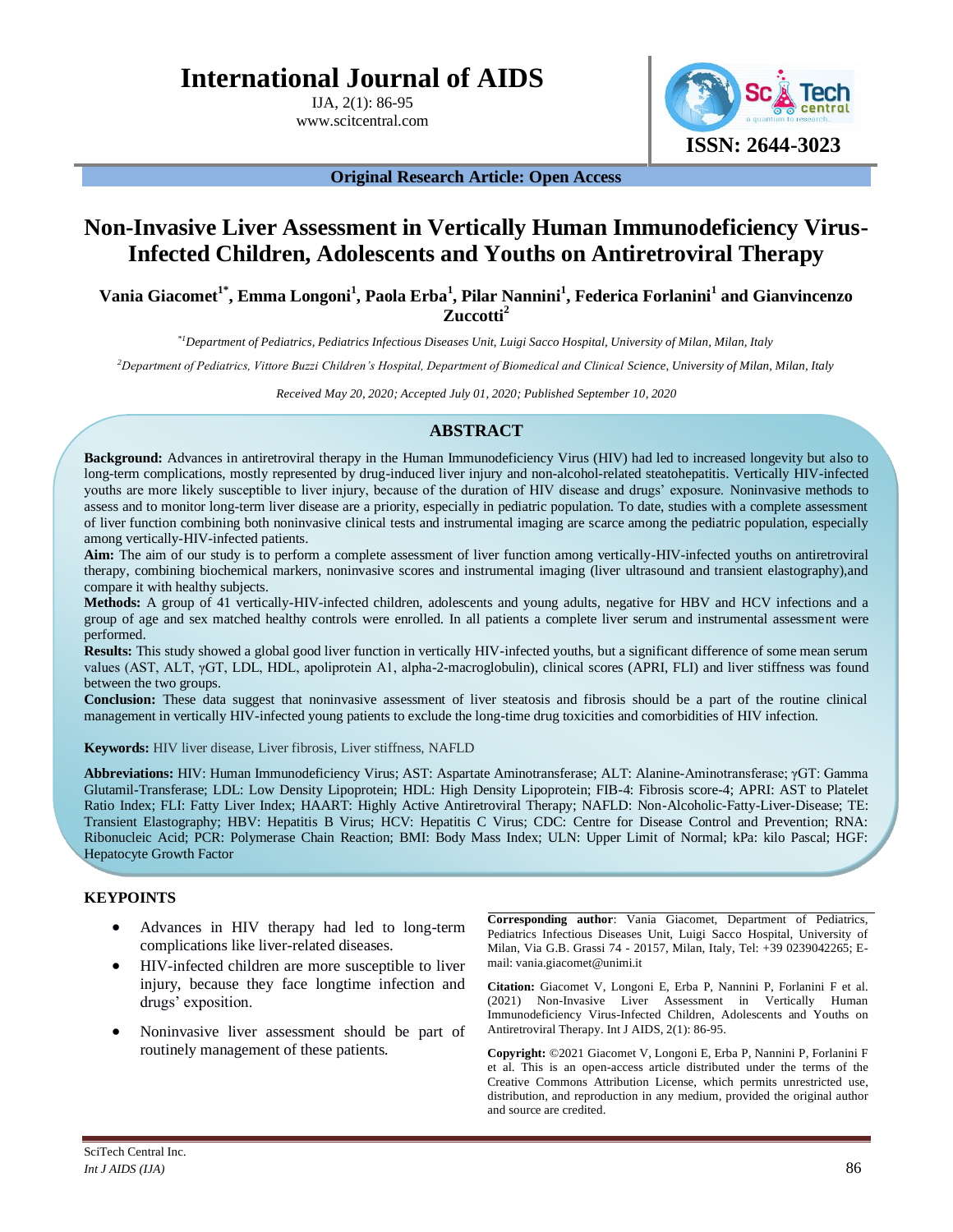**Original Research Article: Open Access**

# Non-Invasive Liver Assessment in Vertically Human Immunodeficiency Virus-Infected Children, Adolescents and Youths on Antiretroviral Therapy

**Vania Giacomet[1*], Emma Longoni[1], Paola Erba[1], Pilar Nannini[1], Federica Forlanini[1] and Gianvincenzo Zuccotti[2]**

*[*1]Department of Pediatrics, Pediatrics Infectious Diseases Unit, Luigi Sacco Hospital, University of Milan, Milan, Italy*

*[2]Department of Pediatrics, Vittore Buzzi Children's Hospital, Department of Biomedical and Clinical Science, University of Milan, Milan, Italy*

*Received May 20, 2020; Accepted July 01, 2020; Published September 10, 2020*

## ABSTRACT

**Background:** Advances in antiretroviral therapy in the Human Immunodeficiency Virus (HIV) had led to increased longevity but also to long-term complications, mostly represented by drug-induced liver injury and non-alcohol-related steatohepatitis. Vertically HIV-infected youths are more likely susceptible to liver injury, because of the duration of HIV disease and drugs' exposure. Noninvasive methods to assess and to monitor long-term liver disease are a priority, especially in pediatric population. To date, studies with a complete assessment of liver function combining both noninvasive clinical tests and instrumental imaging are scarce among the pediatric population, especially among vertically-HIV-infected patients.

**Aim:** The aim of our study is to perform a complete assessment of liver function among vertically-HIV-infected youths on antiretroviral therapy, combining biochemical markers, noninvasive scores and instrumental imaging (liver ultrasound and transient elastography),and compare it with healthy subjects.

**Methods:** A group of 41 vertically-HIV-infected children, adolescents and young adults, negative for HBV and HCV infections and a group of age and sex matched healthy controls were enrolled. In all patients a complete liver serum and instrumental assessment were performed.

**Results:** This study showed a global good liver function in vertically HIV-infected youths, but a significant difference of some mean serum values (AST, ALT, γGT, LDL, HDL, apoliprotein A1, alpha-2-macroglobulin), clinical scores (APRI, FLI) and liver stiffness was found between the two groups.

**Conclusion:** These data suggest that noninvasive assessment of liver steatosis and fibrosis should be a part of the routine clinical management in vertically HIV-infected young patients to exclude the long-time drug toxicities and comorbidities of HIV infection.

**Keywords:** HIV liver disease, Liver fibrosis, Liver stiffness, NAFLD

**Abbreviations:** HIV: Human Immunodeficiency Virus; AST: Aspartate Aminotransferase; ALT: Alanine-Aminotransferase; γGT: Gamma Glutamil-Transferase; LDL: Low Density Lipoprotein; HDL: High Density Lipoprotein; FIB-4: Fibrosis score-4; APRI: AST to Platelet Ratio Index; FLI: Fatty Liver Index; HAART: Highly Active Antiretroviral Therapy; NAFLD: Non-Alcoholic-Fatty-Liver-Disease; TE: Transient Elastography; HBV: Hepatitis B Virus; HCV: Hepatitis C Virus; CDC: Centre for Disease Control and Prevention; RNA: Ribonucleic Acid; PCR: Polymerase Chain Reaction; BMI: Body Mass Index; ULN: Upper Limit of Normal; kPa: kilo Pascal; HGF: Hepatocyte Growth Factor

## KEYPOINTS

- Advances in HIV therapy had led to long-term complications like liver-related diseases.
- HIV-infected children are more susceptible to liver injury, because they face longtime infection and drugs' exposition.
- Noninvasive liver assessment should be part of routinely management of these patients.

**Corresponding author**: Vania Giacomet, Department of Pediatrics, Pediatrics Infectious Diseases Unit, Luigi Sacco Hospital, University of Milan, Via G.B. Grassi 74 - 20157, Milan, Italy, Tel: +39 0239042265; E-mail: vania.giacomet@unimi.it

**Citation:** Giacomet V, Longoni E, Erba P, Nannini P, Forlanini F et al. (2021) Non-Invasive Liver Assessment in Vertically Human Immunodeficiency Virus-Infected Children, Adolescents and Youths on Antiretroviral Therapy. Int J AIDS, 2(1): 86-95.

**Copyright:** ©2021 Giacomet V, Longoni E, Erba P, Nannini P, Forlanini F et al. This is an open-access article distributed under the terms of the Creative Commons Attribution License, which permits unrestricted use, distribution, and reproduction in any medium, provided the original author and source are credited.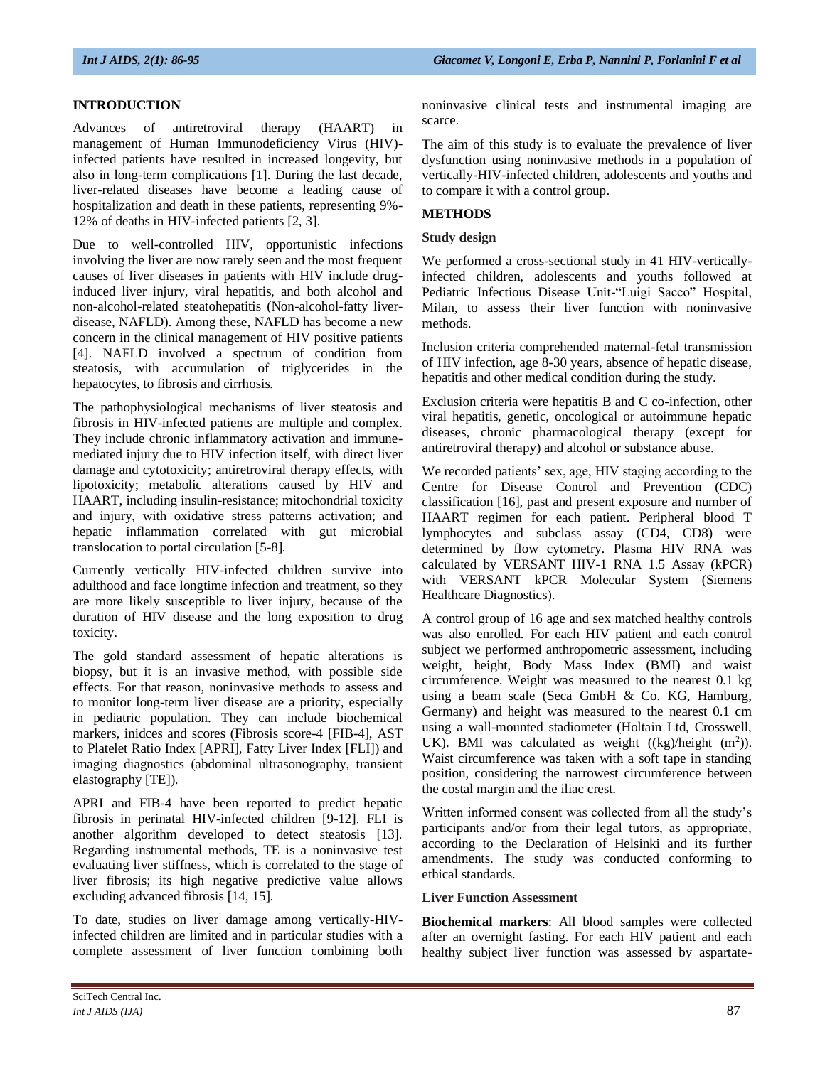## INTRODUCTION

Advances of antiretroviral therapy (HAART) in management of Human Immunodeficiency Virus (HIV)-infected patients have resulted in increased longevity, but also in long-term complications [1]. During the last decade, liver-related diseases have become a leading cause of hospitalization and death in these patients, representing 9%-12% of deaths in HIV-infected patients [2, 3].

Due to well-controlled HIV, opportunistic infections involving the liver are now rarely seen and the most frequent causes of liver diseases in patients with HIV include drug-induced liver injury, viral hepatitis, and both alcohol and non-alcohol-related steatohepatitis (Non-alcohol-fatty liver-disease, NAFLD). Among these, NAFLD has become a new concern in the clinical management of HIV positive patients [4]. NAFLD involved a spectrum of condition from steatosis, with accumulation of triglycerides in the hepatocytes, to fibrosis and cirrhosis.

The pathophysiological mechanisms of liver steatosis and fibrosis in HIV-infected patients are multiple and complex. They include chronic inflammatory activation and immune-mediated injury due to HIV infection itself, with direct liver damage and cytotoxicity; antiretroviral therapy effects, with lipotoxicity; metabolic alterations caused by HIV and HAART, including insulin-resistance; mitochondrial toxicity and injury, with oxidative stress patterns activation; and hepatic inflammation correlated with gut microbial translocation to portal circulation [5-8].

Currently vertically HIV-infected children survive into adulthood and face longtime infection and treatment, so they are more likely susceptible to liver injury, because of the duration of HIV disease and the long exposition to drug toxicity.

The gold standard assessment of hepatic alterations is biopsy, but it is an invasive method, with possible side effects. For that reason, noninvasive methods to assess and to monitor long-term liver disease are a priority, especially in pediatric population. They can include biochemical markers, inidces and scores (Fibrosis score-4 [FIB-4], AST to Platelet Ratio Index [APRI], Fatty Liver Index [FLI]) and imaging diagnostics (abdominal ultrasonography, transient elastography [TE]).

APRI and FIB-4 have been reported to predict hepatic fibrosis in perinatal HIV-infected children [9-12]. FLI is another algorithm developed to detect steatosis [13]. Regarding instrumental methods, TE is a noninvasive test evaluating liver stiffness, which is correlated to the stage of liver fibrosis; its high negative predictive value allows excluding advanced fibrosis [14, 15].

To date, studies on liver damage among vertically-HIV-infected children are limited and in particular studies with a complete assessment of liver function combining both noninvasive clinical tests and instrumental imaging are scarce.

The aim of this study is to evaluate the prevalence of liver dysfunction using noninvasive methods in a population of vertically-HIV-infected children, adolescents and youths and to compare it with a control group.

## METHODS

### Study design

We performed a cross-sectional study in 41 HIV-vertically-infected children, adolescents and youths followed at Pediatric Infectious Disease Unit-"Luigi Sacco" Hospital, Milan, to assess their liver function with noninvasive methods.

Inclusion criteria comprehended maternal-fetal transmission of HIV infection, age 8-30 years, absence of hepatic disease, hepatitis and other medical condition during the study.

Exclusion criteria were hepatitis B and C co-infection, other viral hepatitis, genetic, oncological or autoimmune hepatic diseases, chronic pharmacological therapy (except for antiretroviral therapy) and alcohol or substance abuse.

We recorded patients' sex, age, HIV staging according to the Centre for Disease Control and Prevention (CDC) classification [16], past and present exposure and number of HAART regimen for each patient. Peripheral blood T lymphocytes and subclass assay (CD4, CD8) were determined by flow cytometry. Plasma HIV RNA was calculated by VERSANT HIV-1 RNA 1.5 Assay (kPCR) with VERSANT kPCR Molecular System (Siemens Healthcare Diagnostics).

A control group of 16 age and sex matched healthy controls was also enrolled. For each HIV patient and each control subject we performed anthropometric assessment, including weight, height, Body Mass Index (BMI) and waist circumference. Weight was measured to the nearest 0.1 kg using a beam scale (Seca GmbH & Co. KG, Hamburg, Germany) and height was measured to the nearest 0.1 cm using a wall-mounted stadiometer (Holtain Ltd, Crosswell, UK). BMI was calculated as weight ((kg)/height ($m^2$)). Waist circumference was taken with a soft tape in standing position, considering the narrowest circumference between the costal margin and the iliac crest.

Written informed consent was collected from all the study's participants and/or from their legal tutors, as appropriate, according to the Declaration of Helsinki and its further amendments. The study was conducted conforming to ethical standards.

### Liver Function Assessment

**Biochemical markers**: All blood samples were collected after an overnight fasting. For each HIV patient and each healthy subject liver function was assessed by aspartate-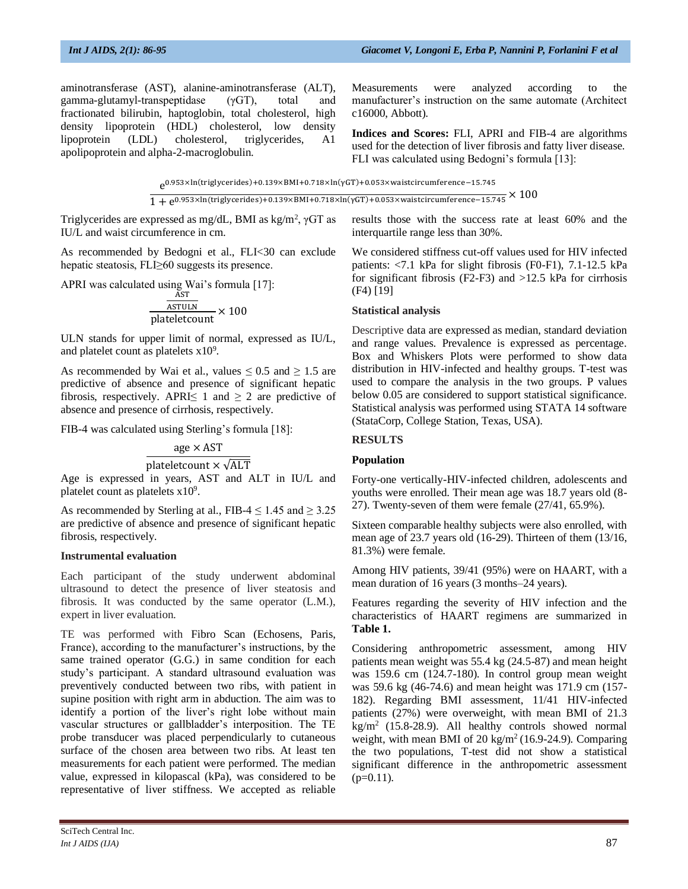aminotransferase (AST), alanine-aminotransferase (ALT), gamma-glutamyl-transpeptidase (γGT), total and fractionated bilirubin, haptoglobin, total cholesterol, high density lipoprotein (HDL) cholesterol, low density lipoprotein (LDL) cholesterol, triglycerides, A1 apolipoprotein and alpha-2-macroglobulin.

Measurements were analyzed according to the manufacturer's instruction on the same automate (Architect c16000, Abbott).

**Indices and Scores:** FLI, APRI and FIB-4 are algorithms used for the detection of liver fibrosis and fatty liver disease. FLI was calculated using Bedogni's formula [13]:

$$\frac{e^{0.953\times\ln(\text{triglycerides})+0.139\times\text{BMI}+0.718\times\ln(\gamma\text{GT})+0.053\times\text{waistcircumference}-15.745}}{1+e^{0.953\times\ln(\text{triglycerides})+0.139\times\text{BMI}+0.718\times\ln(\gamma\text{GT})+0.053\times\text{waistcircumference}-15.745}}\times 100$$

Triglycerides are expressed as mg/dL, BMI as kg/m$^2$, γGT as IU/L and waist circumference in cm.

As recommended by Bedogni et al., FLI<30 can exclude hepatic steatosis, FLI≥60 suggests its presence.

APRI was calculated using Wai's formula [17]:

$$\frac{\frac{\text{AST}}{\text{ASTULN}}}{\text{plateletcount}}\times 100$$

ULN stands for upper limit of normal, expressed as IU/L, and platelet count as platelets x10$^9$.

As recommended by Wai et al., values ≤ 0.5 and ≥ 1.5 are predictive of absence and presence of significant hepatic fibrosis, respectively. APRI≤ 1 and ≥ 2 are predictive of absence and presence of cirrhosis, respectively.

FIB-4 was calculated using Sterling's formula [18]:

$$\frac{\text{age}\times\text{AST}}{\text{plateletcount}\times\sqrt{\text{ALT}}}$$

Age is expressed in years, AST and ALT in IU/L and platelet count as platelets x10$^9$.

As recommended by Sterling at al., FIB-4 ≤ 1.45 and ≥ 3.25 are predictive of absence and presence of significant hepatic fibrosis, respectively.

### Instrumental evaluation

Each participant of the study underwent abdominal ultrasound to detect the presence of liver steatosis and fibrosis. It was conducted by the same operator (L.M.), expert in liver evaluation.

TE was performed with Fibro Scan (Echosens, Paris, France), according to the manufacturer's instructions, by the same trained operator (G.G.) in same condition for each study's participant. A standard ultrasound evaluation was preventively conducted between two ribs, with patient in supine position with right arm in abduction. The aim was to identify a portion of the liver's right lobe without main vascular structures or gallbladder's interposition. The TE probe transducer was placed perpendicularly to cutaneous surface of the chosen area between two ribs. At least ten measurements for each patient were performed. The median value, expressed in kilopascal (kPa), was considered to be representative of liver stiffness. We accepted as reliable results those with the success rate at least 60% and the interquartile range less than 30%.

We considered stiffness cut-off values used for HIV infected patients: <7.1 kPa for slight fibrosis (F0-F1), 7.1-12.5 kPa for significant fibrosis (F2-F3) and >12.5 kPa for cirrhosis (F4) [19]

### Statistical analysis

Descriptive data are expressed as median, standard deviation and range values. Prevalence is expressed as percentage. Box and Whiskers Plots were performed to show data distribution in HIV-infected and healthy groups. T-test was used to compare the analysis in the two groups. P values below 0.05 are considered to support statistical significance. Statistical analysis was performed using STATA 14 software (StataCorp, College Station, Texas, USA).

## RESULTS

### Population

Forty-one vertically-HIV-infected children, adolescents and youths were enrolled. Their mean age was 18.7 years old (8-27). Twenty-seven of them were female (27/41, 65.9%).

Sixteen comparable healthy subjects were also enrolled, with mean age of 23.7 years old (16-29). Thirteen of them (13/16, 81.3%) were female.

Among HIV patients, 39/41 (95%) were on HAART, with a mean duration of 16 years (3 months–24 years).

Features regarding the severity of HIV infection and the characteristics of HAART regimens are summarized in **Table 1.**

Considering anthropometric assessment, among HIV patients mean weight was 55.4 kg (24.5-87) and mean height was 159.6 cm (124.7-180). In control group mean weight was 59.6 kg (46-74.6) and mean height was 171.9 cm (157-182). Regarding BMI assessment, 11/41 HIV-infected patients (27%) were overweight, with mean BMI of 21.3 kg/m$^2$ (15.8-28.9). All healthy controls showed normal weight, with mean BMI of 20 kg/m$^2$ (16.9-24.9). Comparing the two populations, T-test did not show a statistical significant difference in the anthropometric assessment (p=0.11).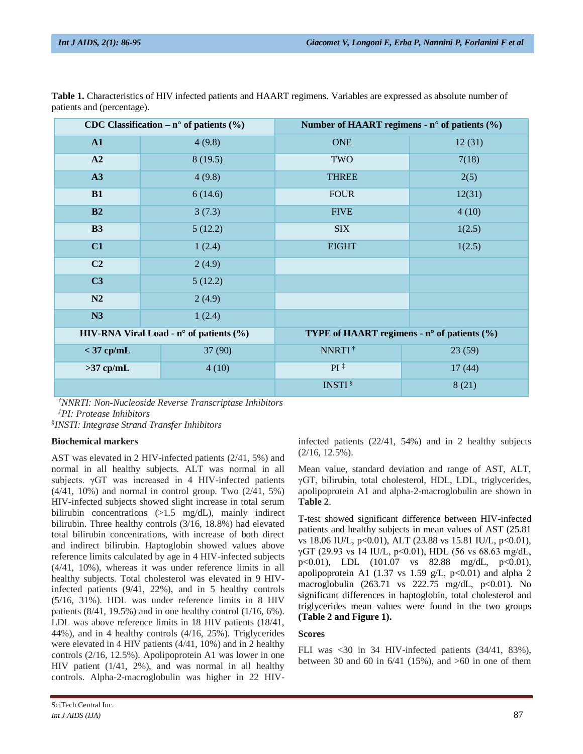**Table 1.** Characteristics of HIV infected patients and HAART regimens. Variables are expressed as absolute number of patients and (percentage).

| CDC Classification – n° of patients (%) | | Number of HAART regimens - n° of patients (%) | |
|---|---|---|---|
| **A1** | 4 (9.8) | ONE | 12 (31) |
| **A2** | 8 (19.5) | TWO | 7(18) |
| **A3** | 4 (9.8) | THREE | 2(5) |
| **B1** | 6 (14.6) | FOUR | 12(31) |
| **B2** | 3 (7.3) | FIVE | 4 (10) |
| **B3** | 5 (12.2) | SIX | 1(2.5) |
| **C1** | 1 (2.4) | EIGHT | 1(2.5) |
| **C2** | 2 (4.9) | | |
| **C3** | 5 (12.2) | | |
| **N2** | 2 (4.9) | | |
| **N3** | 1 (2.4) | | |
| **HIV-RNA Viral Load - n° of patients (%)** | | **TYPE of HAART regimens - n° of patients (%)** | |
| **< 37 cp/mL** | 37 (90) | NNRTI † | 23 (59) |
| **>37 cp/mL** | 4 (10) | PI ‡ | 17 (44) |
| | | INSTI § | 8 (21) |

*†NNRTI: Non-Nucleoside Reverse Transcriptase Inhibitors*
*‡PI: Protease Inhibitors*
*§INSTI: Integrase Strand Transfer Inhibitors*

**Biochemical markers**

AST was elevated in 2 HIV-infected patients (2/41, 5%) and normal in all healthy subjects. ALT was normal in all subjects. γGT was increased in 4 HIV-infected patients (4/41, 10%) and normal in control group. Two (2/41, 5%) HIV-infected subjects showed slight increase in total serum bilirubin concentrations (>1.5 mg/dL), mainly indirect bilirubin. Three healthy controls (3/16, 18.8%) had elevated total bilirubin concentrations, with increase of both direct and indirect bilirubin. Haptoglobin showed values above reference limits calculated by age in 4 HIV-infected subjects (4/41, 10%), whereas it was under reference limits in all healthy subjects. Total cholesterol was elevated in 9 HIV-infected patients (9/41, 22%), and in 5 healthy controls (5/16, 31%). HDL was under reference limits in 8 HIV patients (8/41, 19.5%) and in one healthy control (1/16, 6%). LDL was above reference limits in 18 HIV patients (18/41, 44%), and in 4 healthy controls (4/16, 25%). Triglycerides were elevated in 4 HIV patients (4/41, 10%) and in 2 healthy controls (2/16, 12.5%). Apolipoprotein A1 was lower in one HIV patient (1/41, 2%), and was normal in all healthy controls. Alpha-2-macroglobulin was higher in 22 HIV-infected patients (22/41, 54%) and in 2 healthy subjects (2/16, 12.5%).

Mean value, standard deviation and range of AST, ALT, γGT, bilirubin, total cholesterol, HDL, LDL, triglycerides, apolipoprotein A1 and alpha-2-macroglobulin are shown in **Table 2**.

T-test showed significant difference between HIV-infected patients and healthy subjects in mean values of AST (25.81 vs 18.06 IU/L, $p<0.01$), ALT (23.88 vs 15.81 IU/L, $p<0.01$), γGT (29.93 vs 14 IU/L, $p<0.01$), HDL (56 vs 68.63 mg/dL, $p<0.01$), LDL (101.07 vs 82.88 mg/dL, $p<0.01$), apolipoprotein A1 (1.37 vs 1.59 g/L, $p<0.01$) and alpha 2 macroglobulin (263.71 vs 222.75 mg/dL, $p<0.01$). No significant differences in haptoglobin, total cholesterol and triglycerides mean values were found in the two groups **(Table 2 and Figure 1).**

**Scores**

FLI was <30 in 34 HIV-infected patients (34/41, 83%), between 30 and 60 in 6/41 (15%), and >60 in one of them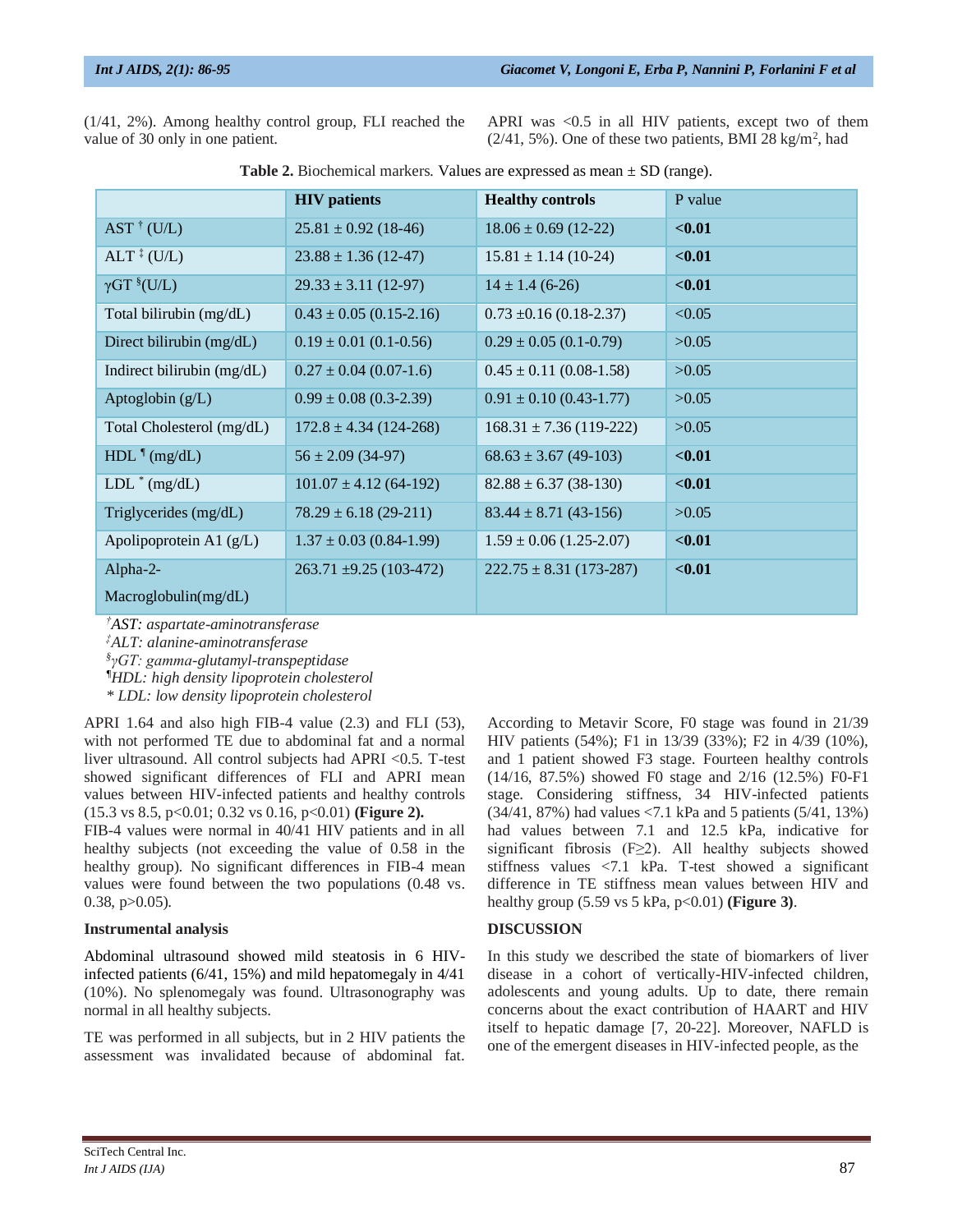(1/41, 2%). Among healthy control group, FLI reached the value of 30 only in one patient.

APRI was <0.5 in all HIV patients, except two of them (2/41, 5%). One of these two patients, BMI 28 kg/m², had APRI 1.64 and also high FIB-4 value (2.3) and FLI (53), with not performed TE due to abdominal fat and a normal liver ultrasound. All control subjects had APRI <0.5. T-test showed significant differences of FLI and APRI mean values between HIV-infected patients and healthy controls (15.3 vs 8.5, p<0.01; 0.32 vs 0.16, p<0.01) **(Figure 2).**

**Table 2.** Biochemical markers. Values are expressed as mean ± SD (range).

| | **HIV patients** | **Healthy controls** | P value |
|---|---|---|---|
| AST [†] (U/L) | 25.81 ± 0.92 (18-46) | 18.06 ± 0.69 (12-22) | **<0.01** |
| ALT [‡] (U/L) | 23.88 ± 1.36 (12-47) | 15.81 ± 1.14 (10-24) | **<0.01** |
| γGT [§](U/L) | 29.33 ± 3.11 (12-97) | 14 ± 1.4 (6-26) | **<0.01** |
| Total bilirubin (mg/dL) | 0.43 ± 0.05 (0.15-2.16) | 0.73 ±0.16 (0.18-2.37) | <0.05 |
| Direct bilirubin (mg/dL) | 0.19 ± 0.01 (0.1-0.56) | 0.29 ± 0.05 (0.1-0.79) | >0.05 |
| Indirect bilirubin (mg/dL) | 0.27 ± 0.04 (0.07-1.6) | 0.45 ± 0.11 (0.08-1.58) | >0.05 |
| Aptoglobin (g/L) | 0.99 ± 0.08 (0.3-2.39) | 0.91 ± 0.10 (0.43-1.77) | >0.05 |
| Total Cholesterol (mg/dL) | 172.8 ± 4.34 (124-268) | 168.31 ± 7.36 (119-222) | >0.05 |
| HDL [¶] (mg/dL) | 56 ± 2.09 (34-97) | 68.63 ± 3.67 (49-103) | **<0.01** |
| LDL [*] (mg/dL) | 101.07 ± 4.12 (64-192) | 82.88 ± 6.37 (38-130) | **<0.01** |
| Triglycerides (mg/dL) | 78.29 ± 6.18 (29-211) | 83.44 ± 8.71 (43-156) | >0.05 |
| Apolipoprotein A1 (g/L) | 1.37 ± 0.03 (0.84-1.99) | 1.59 ± 0.06 (1.25-2.07) | **<0.01** |
| Alpha-2-Macroglobulin(mg/dL) | 263.71 ±9.25 (103-472) | 222.75 ± 8.31 (173-287) | **<0.01** |

*[†] AST: aspartate-aminotransferase*
*[‡] ALT: alanine-aminotransferase*
*[§] γGT: gamma-glutamyl-transpeptidase*
*[¶] HDL: high density lipoprotein cholesterol*
*\* LDL: low density lipoprotein cholesterol*

FIB-4 values were normal in 40/41 HIV patients and in all healthy subjects (not exceeding the value of 0.58 in the healthy group). No significant differences in FIB-4 mean values were found between the two populations (0.48 vs. 0.38, p>0.05).

**Instrumental analysis**

Abdominal ultrasound showed mild steatosis in 6 HIV-infected patients (6/41, 15%) and mild hepatomegaly in 4/41 (10%). No splenomegaly was found. Ultrasonography was normal in all healthy subjects.

TE was performed in all subjects, but in 2 HIV patients the assessment was invalidated because of abdominal fat. According to Metavir Score, F0 stage was found in 21/39 HIV patients (54%); F1 in 13/39 (33%); F2 in 4/39 (10%), and 1 patient showed F3 stage. Fourteen healthy controls (14/16, 87.5%) showed F0 stage and 2/16 (12.5%) F0-F1 stage. Considering stiffness, 34 HIV-infected patients (34/41, 87%) had values <7.1 kPa and 5 patients (5/41, 13%) had values between 7.1 and 12.5 kPa, indicative for significant fibrosis (F≥2). All healthy subjects showed stiffness values <7.1 kPa. T-test showed a significant difference in TE stiffness mean values between HIV and healthy group (5.59 vs 5 kPa, p<0.01) **(Figure 3)**.

## DISCUSSION

In this study we described the state of biomarkers of liver disease in a cohort of vertically-HIV-infected children, adolescents and young adults. Up to date, there remain concerns about the exact contribution of HAART and HIV itself to hepatic damage [7, 20-22]. Moreover, NAFLD is one of the emergent diseases in HIV-infected people, as the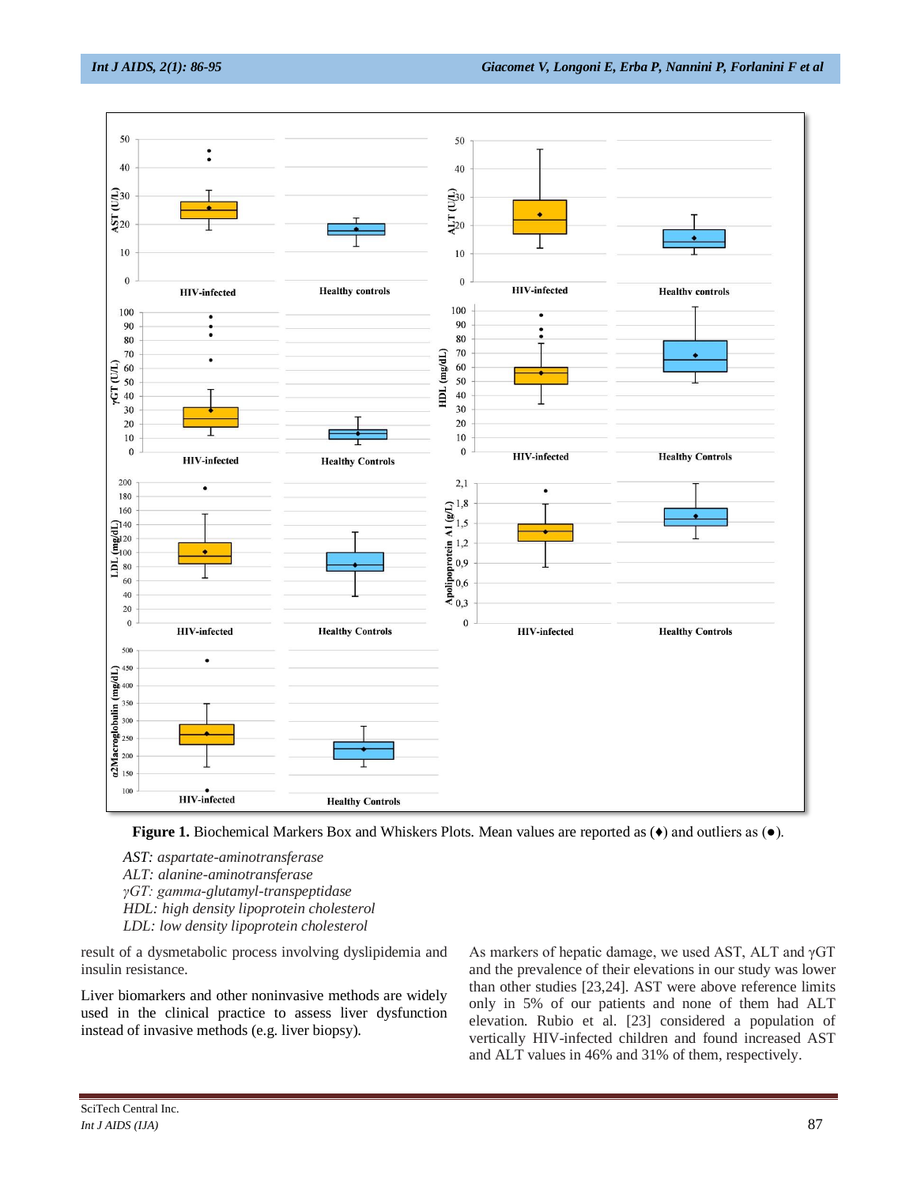**Figure 1.** Biochemical Markers Box and Whiskers Plots. Mean values are reported as (♦) and outliers as (●).

*AST: aspartate-aminotransferase*
*ALT: alanine-aminotransferase*
*γGT: gamma-glutamyl-transpeptidase*
*HDL: high density lipoprotein cholesterol*
*LDL: low density lipoprotein cholesterol*

result of a dysmetabolic process involving dyslipidemia and insulin resistance.

Liver biomarkers and other noninvasive methods are widely used in the clinical practice to assess liver dysfunction instead of invasive methods (e.g. liver biopsy).

As markers of hepatic damage, we used AST, ALT and γGT and the prevalence of their elevations in our study was lower than other studies [23,24]. AST were above reference limits only in 5% of our patients and none of them had ALT elevation. Rubio et al. [23] considered a population of vertically HIV-infected children and found increased AST and ALT values in 46% and 31% of them, respectively.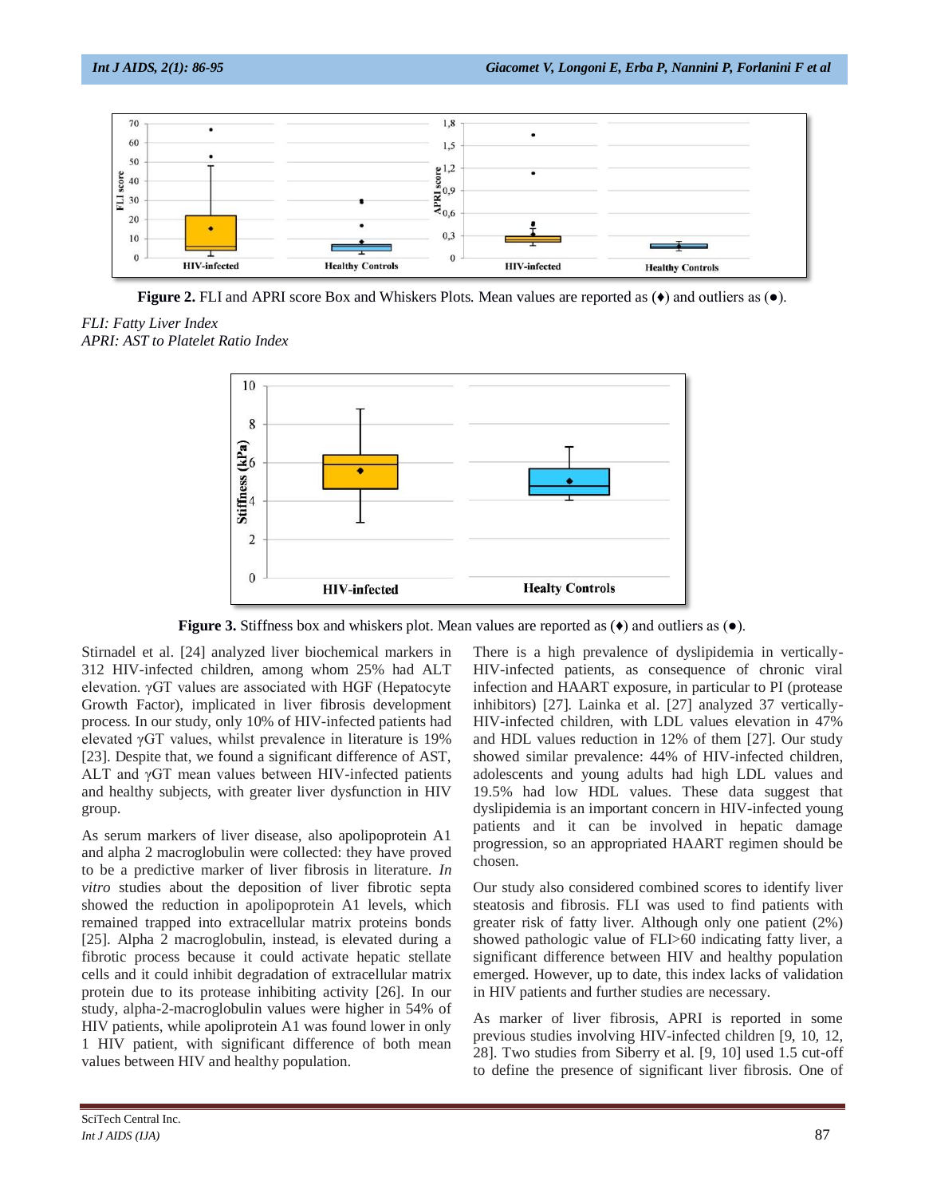**Figure 2.** FLI and APRI score Box and Whiskers Plots. Mean values are reported as (♦) and outliers as (●).

*FLI: Fatty Liver Index*
*APRI: AST to Platelet Ratio Index*

**Figure 3.** Stiffness box and whiskers plot. Mean values are reported as (♦) and outliers as (●).

Stirnadel et al. [24] analyzed liver biochemical markers in 312 HIV-infected children, among whom 25% had ALT elevation. γGT values are associated with HGF (Hepatocyte Growth Factor), implicated in liver fibrosis development process. In our study, only 10% of HIV-infected patients had elevated γGT values, whilst prevalence in literature is 19% [23]. Despite that, we found a significant difference of AST, ALT and γGT mean values between HIV-infected patients and healthy subjects, with greater liver dysfunction in HIV group.

As serum markers of liver disease, also apolipoprotein A1 and alpha 2 macroglobulin were collected: they have proved to be a predictive marker of liver fibrosis in literature. *In vitro* studies about the deposition of liver fibrotic septa showed the reduction in apolipoprotein A1 levels, which remained trapped into extracellular matrix proteins bonds [25]. Alpha 2 macroglobulin, instead, is elevated during a fibrotic process because it could activate hepatic stellate cells and it could inhibit degradation of extracellular matrix protein due to its protease inhibiting activity [26]. In our study, alpha-2-macroglobulin values were higher in 54% of HIV patients, while apoliprotein A1 was found lower in only 1 HIV patient, with significant difference of both mean values between HIV and healthy population.

There is a high prevalence of dyslipidemia in vertically-HIV-infected patients, as consequence of chronic viral infection and HAART exposure, in particular to PI (protease inhibitors) [27]. Lainka et al. [27] analyzed 37 vertically-HIV-infected children, with LDL values elevation in 47% and HDL values reduction in 12% of them [27]. Our study showed similar prevalence: 44% of HIV-infected children, adolescents and young adults had high LDL values and 19.5% had low HDL values. These data suggest that dyslipidemia is an important concern in HIV-infected young patients and it can be involved in hepatic damage progression, so an appropriated HAART regimen should be chosen.

Our study also considered combined scores to identify liver steatosis and fibrosis. FLI was used to find patients with greater risk of fatty liver. Although only one patient (2%) showed pathologic value of FLI>60 indicating fatty liver, a significant difference between HIV and healthy population emerged. However, up to date, this index lacks of validation in HIV patients and further studies are necessary.

As marker of liver fibrosis, APRI is reported in some previous studies involving HIV-infected children [9, 10, 12, 28]. Two studies from Siberry et al. [9, 10] used 1.5 cut-off to define the presence of significant liver fibrosis. One of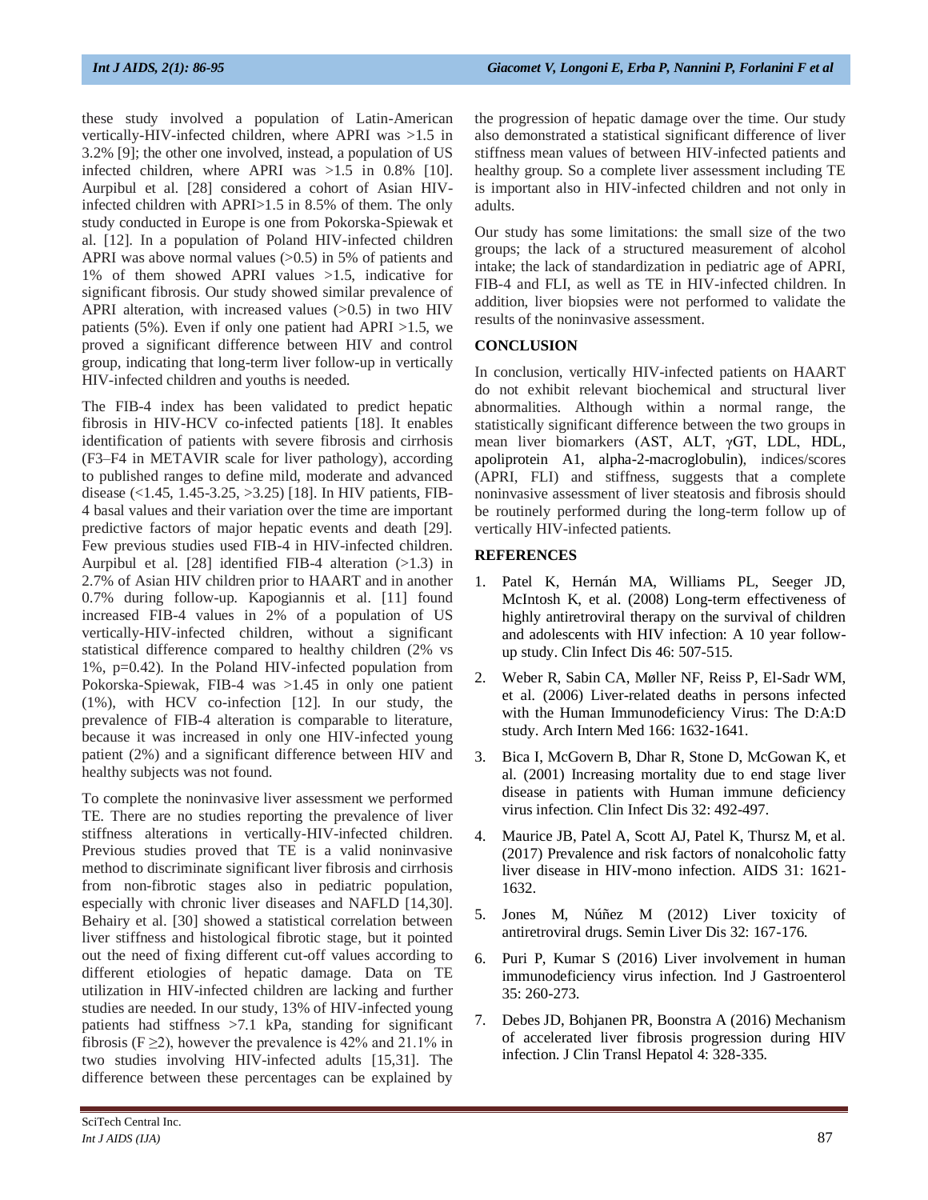these study involved a population of Latin-American vertically-HIV-infected children, where APRI was >1.5 in 3.2% [9]; the other one involved, instead, a population of US infected children, where APRI was >1.5 in 0.8% [10]. Aurpibul et al. [28] considered a cohort of Asian HIV-infected children with APRI>1.5 in 8.5% of them. The only study conducted in Europe is one from Pokorska-Spiewak et al. [12]. In a population of Poland HIV-infected children APRI was above normal values (>0.5) in 5% of patients and 1% of them showed APRI values >1.5, indicative for significant fibrosis. Our study showed similar prevalence of APRI alteration, with increased values (>0.5) in two HIV patients (5%). Even if only one patient had APRI >1.5, we proved a significant difference between HIV and control group, indicating that long-term liver follow-up in vertically HIV-infected children and youths is needed.

The FIB-4 index has been validated to predict hepatic fibrosis in HIV-HCV co-infected patients [18]. It enables identification of patients with severe fibrosis and cirrhosis (F3–F4 in METAVIR scale for liver pathology), according to published ranges to define mild, moderate and advanced disease (<1.45, 1.45-3.25, >3.25) [18]. In HIV patients, FIB-4 basal values and their variation over the time are important predictive factors of major hepatic events and death [29]. Few previous studies used FIB-4 in HIV-infected children. Aurpibul et al. [28] identified FIB-4 alteration (>1.3) in 2.7% of Asian HIV children prior to HAART and in another 0.7% during follow-up. Kapogiannis et al. [11] found increased FIB-4 values in 2% of a population of US vertically-HIV-infected children, without a significant statistical difference compared to healthy children (2% vs 1%, p=0.42). In the Poland HIV-infected population from Pokorska-Spiewak, FIB-4 was >1.45 in only one patient (1%), with HCV co-infection [12]. In our study, the prevalence of FIB-4 alteration is comparable to literature, because it was increased in only one HIV-infected young patient (2%) and a significant difference between HIV and healthy subjects was not found.

To complete the noninvasive liver assessment we performed TE. There are no studies reporting the prevalence of liver stiffness alterations in vertically-HIV-infected children. Previous studies proved that TE is a valid noninvasive method to discriminate significant liver fibrosis and cirrhosis from non-fibrotic stages also in pediatric population, especially with chronic liver diseases and NAFLD [14,30]. Behairy et al. [30] showed a statistical correlation between liver stiffness and histological fibrotic stage, but it pointed out the need of fixing different cut-off values according to different etiologies of hepatic damage. Data on TE utilization in HIV-infected children are lacking and further studies are needed. In our study, 13% of HIV-infected young patients had stiffness >7.1 kPa, standing for significant fibrosis (F ≥2), however the prevalence is 42% and 21.1% in two studies involving HIV-infected adults [15,31]. The difference between these percentages can be explained by the progression of hepatic damage over the time. Our study also demonstrated a statistical significant difference of liver stiffness mean values of between HIV-infected patients and healthy group. So a complete liver assessment including TE is important also in HIV-infected children and not only in adults.

Our study has some limitations: the small size of the two groups; the lack of a structured measurement of alcohol intake; the lack of standardization in pediatric age of APRI, FIB-4 and FLI, as well as TE in HIV-infected children. In addition, liver biopsies were not performed to validate the results of the noninvasive assessment.

## CONCLUSION

In conclusion, vertically HIV-infected patients on HAART do not exhibit relevant biochemical and structural liver abnormalities. Although within a normal range, the statistically significant difference between the two groups in mean liver biomarkers (AST, ALT, γGT, LDL, HDL, apoliprotein A1, alpha-2-macroglobulin), indices/scores (APRI, FLI) and stiffness, suggests that a complete noninvasive assessment of liver steatosis and fibrosis should be routinely performed during the long-term follow up of vertically HIV-infected patients.

## REFERENCES

1. Patel K, Hernán MA, Williams PL, Seeger JD, McIntosh K, et al. (2008) Long-term effectiveness of highly antiretroviral therapy on the survival of children and adolescents with HIV infection: A 10 year follow-up study. Clin Infect Dis 46: 507-515.
2. Weber R, Sabin CA, Møller NF, Reiss P, El-Sadr WM, et al. (2006) Liver-related deaths in persons infected with the Human Immunodeficiency Virus: The D:A:D study. Arch Intern Med 166: 1632-1641.
3. Bica I, McGovern B, Dhar R, Stone D, McGowan K, et al. (2001) Increasing mortality due to end stage liver disease in patients with Human immune deficiency virus infection. Clin Infect Dis 32: 492-497.
4. Maurice JB, Patel A, Scott AJ, Patel K, Thursz M, et al. (2017) Prevalence and risk factors of nonalcoholic fatty liver disease in HIV-mono infection. AIDS 31: 1621-1632.
5. Jones M, Núñez M (2012) Liver toxicity of antiretroviral drugs. Semin Liver Dis 32: 167-176.
6. Puri P, Kumar S (2016) Liver involvement in human immunodeficiency virus infection. Ind J Gastroenterol 35: 260-273.
7. Debes JD, Bohjanen PR, Boonstra A (2016) Mechanism of accelerated liver fibrosis progression during HIV infection. J Clin Transl Hepatol 4: 328-335.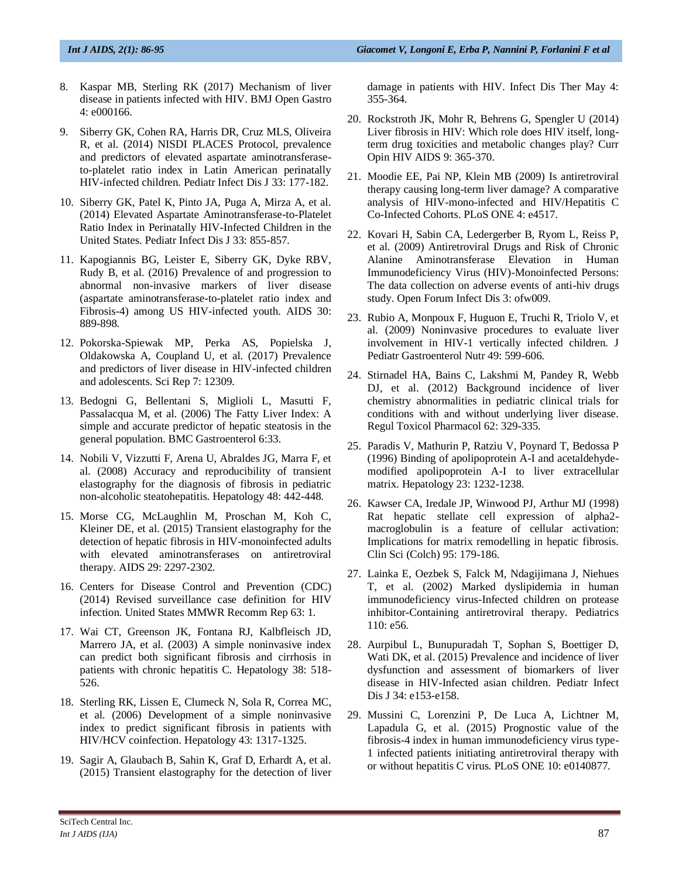8. Kaspar MB, Sterling RK (2017) Mechanism of liver disease in patients infected with HIV. BMJ Open Gastro 4: e000166.

9. Siberry GK, Cohen RA, Harris DR, Cruz MLS, Oliveira R, et al. (2014) NISDI PLACES Protocol, prevalence and predictors of elevated aspartate aminotransferase-to-platelet ratio index in Latin American perinatally HIV-infected children. Pediatr Infect Dis J 33: 177-182.

10. Siberry GK, Patel K, Pinto JA, Puga A, Mirza A, et al. (2014) Elevated Aspartate Aminotransferase-to-Platelet Ratio Index in Perinatally HIV-Infected Children in the United States. Pediatr Infect Dis J 33: 855-857.

11. Kapogiannis BG, Leister E, Siberry GK, Dyke RBV, Rudy B, et al. (2016) Prevalence of and progression to abnormal non-invasive markers of liver disease (aspartate aminotransferase-to-platelet ratio index and Fibrosis-4) among US HIV-infected youth. AIDS 30: 889-898.

12. Pokorska-Spiewak MP, Perka AS, Popielska J, Oldakowska A, Coupland U, et al. (2017) Prevalence and predictors of liver disease in HIV-infected children and adolescents. Sci Rep 7: 12309.

13. Bedogni G, Bellentani S, Miglioli L, Masutti F, Passalacqua M, et al. (2006) The Fatty Liver Index: A simple and accurate predictor of hepatic steatosis in the general population. BMC Gastroenterol 6:33.

14. Nobili V, Vizzutti F, Arena U, Abraldes JG, Marra F, et al. (2008) Accuracy and reproducibility of transient elastography for the diagnosis of fibrosis in pediatric non-alcoholic steatohepatitis. Hepatology 48: 442-448.

15. Morse CG, McLaughlin M, Proschan M, Koh C, Kleiner DE, et al. (2015) Transient elastography for the detection of hepatic fibrosis in HIV-monoinfected adults with elevated aminotransferases on antiretroviral therapy. AIDS 29: 2297-2302.

16. Centers for Disease Control and Prevention (CDC) (2014) Revised surveillance case definition for HIV infection. United States MMWR Recomm Rep 63: 1.

17. Wai CT, Greenson JK, Fontana RJ, Kalbfleisch JD, Marrero JA, et al. (2003) A simple noninvasive index can predict both significant fibrosis and cirrhosis in patients with chronic hepatitis C. Hepatology 38: 518-526.

18. Sterling RK, Lissen E, Clumeck N, Sola R, Correa MC, et al. (2006) Development of a simple noninvasive index to predict significant fibrosis in patients with HIV/HCV coinfection. Hepatology 43: 1317-1325.

19. Sagir A, Glaubach B, Sahin K, Graf D, Erhardt A, et al. (2015) Transient elastography for the detection of liver damage in patients with HIV. Infect Dis Ther May 4: 355-364.

20. Rockstroth JK, Mohr R, Behrens G, Spengler U (2014) Liver fibrosis in HIV: Which role does HIV itself, long-term drug toxicities and metabolic changes play? Curr Opin HIV AIDS 9: 365-370.

21. Moodie EE, Pai NP, Klein MB (2009) Is antiretroviral therapy causing long-term liver damage? A comparative analysis of HIV-mono-infected and HIV/Hepatitis C Co-Infected Cohorts. PLoS ONE 4: e4517.

22. Kovari H, Sabin CA, Ledergerber B, Ryom L, Reiss P, et al. (2009) Antiretroviral Drugs and Risk of Chronic Alanine Aminotransferase Elevation in Human Immunodeficiency Virus (HIV)-Monoinfected Persons: The data collection on adverse events of anti-hiv drugs study. Open Forum Infect Dis 3: ofw009.

23. Rubio A, Monpoux F, Huguon E, Truchi R, Triolo V, et al. (2009) Noninvasive procedures to evaluate liver involvement in HIV-1 vertically infected children. J Pediatr Gastroenterol Nutr 49: 599-606.

24. Stirnadel HA, Bains C, Lakshmi M, Pandey R, Webb DJ, et al. (2012) Background incidence of liver chemistry abnormalities in pediatric clinical trials for conditions with and without underlying liver disease. Regul Toxicol Pharmacol 62: 329-335.

25. Paradis V, Mathurin P, Ratziu V, Poynard T, Bedossa P (1996) Binding of apolipoprotein A-I and acetaldehyde-modified apolipoprotein A-I to liver extracellular matrix. Hepatology 23: 1232-1238.

26. Kawser CA, Iredale JP, Winwood PJ, Arthur MJ (1998) Rat hepatic stellate cell expression of alpha2-macroglobulin is a feature of cellular activation: Implications for matrix remodelling in hepatic fibrosis. Clin Sci (Colch) 95: 179-186.

27. Lainka E, Oezbek S, Falck M, Ndagijimana J, Niehues T, et al. (2002) Marked dyslipidemia in human immunodeficiency virus-Infected children on protease inhibitor-Containing antiretroviral therapy. Pediatrics 110: e56.

28. Aurpibul L, Bunupuradah T, Sophan S, Boettiger D, Wati DK, et al. (2015) Prevalence and incidence of liver dysfunction and assessment of biomarkers of liver disease in HIV-Infected asian children. Pediatr Infect Dis J 34: e153-e158.

29. Mussini C, Lorenzini P, De Luca A, Lichtner M, Lapadula G, et al. (2015) Prognostic value of the fibrosis-4 index in human immunodeficiency virus type-1 infected patients initiating antiretroviral therapy with or without hepatitis C virus. PLoS ONE 10: e0140877.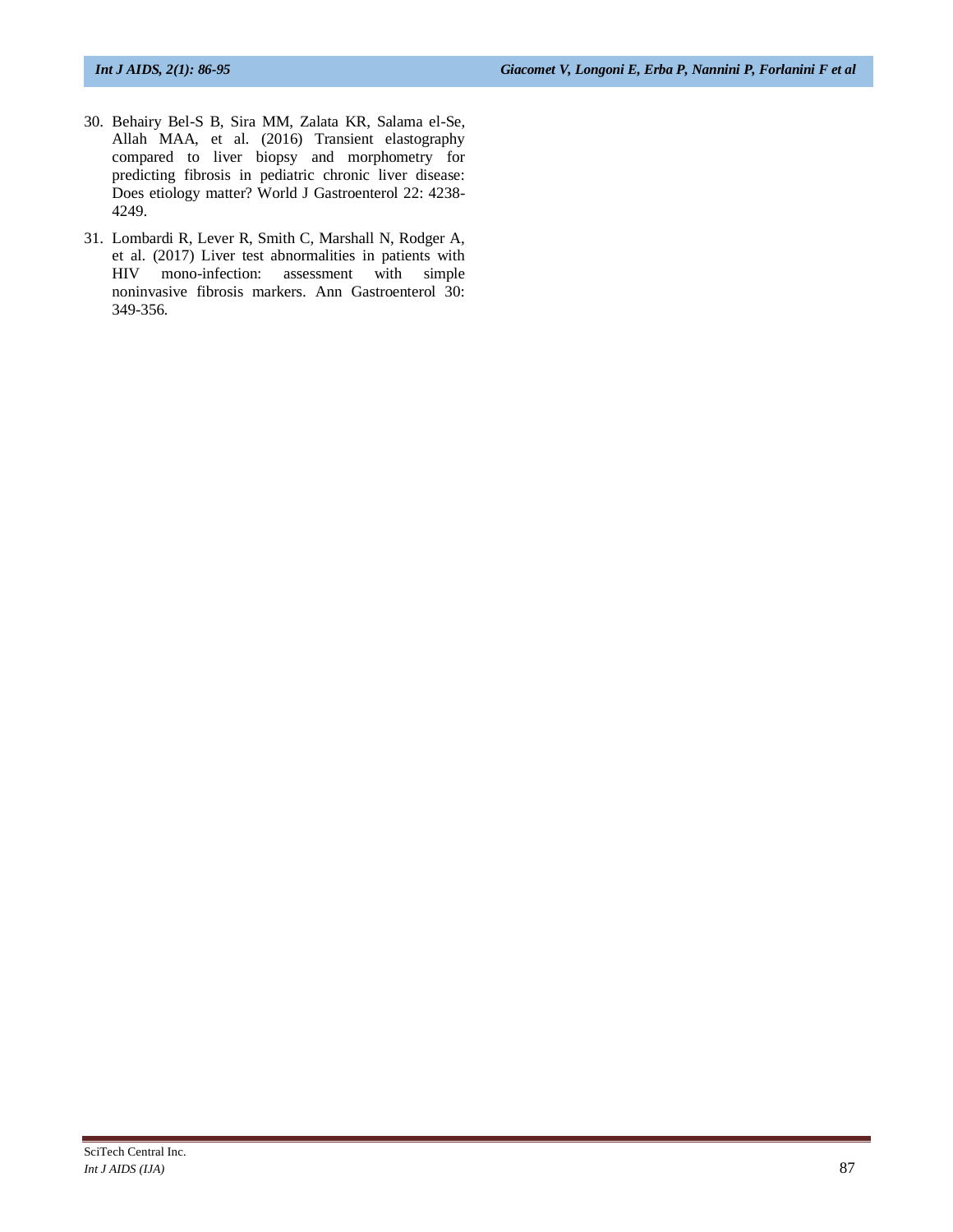30. Behairy Bel-S B, Sira MM, Zalata KR, Salama el-Se, Allah MAA, et al. (2016) Transient elastography compared to liver biopsy and morphometry for predicting fibrosis in pediatric chronic liver disease: Does etiology matter? World J Gastroenterol 22: 4238-4249.

31. Lombardi R, Lever R, Smith C, Marshall N, Rodger A, et al. (2017) Liver test abnormalities in patients with HIV mono-infection: assessment with simple noninvasive fibrosis markers. Ann Gastroenterol 30: 349-356.